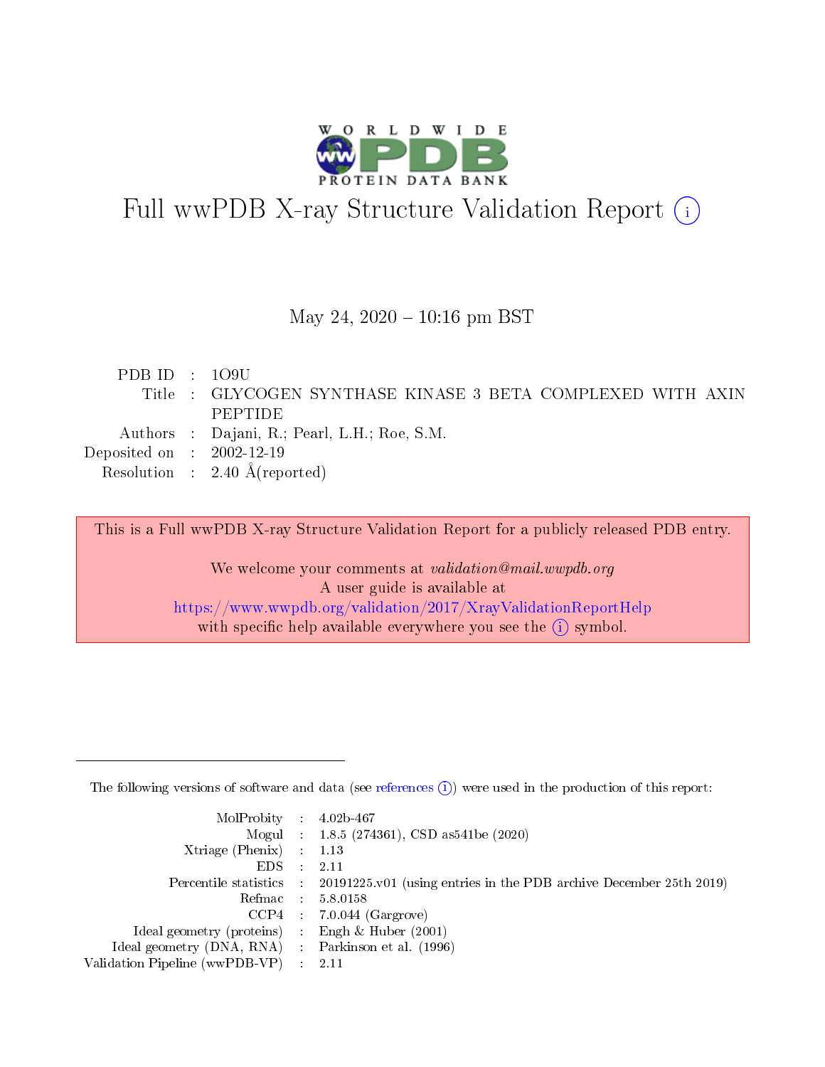# Full wwPDB X-ray Structure Validation Report (i)

May 24, 2020 – 10:16 pm BST

| | | |
|---|---|---|
| PDB ID | : | 1O9U |
| Title | : | GLYCOGEN SYNTHASE KINASE 3 BETA COMPLEXED WITH AXIN PEPTIDE |
| Authors | : | Dajani, R.; Pearl, L.H.; Roe, S.M. |
| Deposited on | : | 2002-12-19 |
| Resolution | : | 2.40 Å(reported) |

This is a Full wwPDB X-ray Structure Validation Report for a publicly released PDB entry.

We welcome your comments at *validation@mail.wwpdb.org*
A user guide is available at
https://www.wwpdb.org/validation/2017/XrayValidationReportHelp
with specific help available everywhere you see the (i) symbol.

---

The following versions of software and data (see references (i)) were used in the production of this report:

| | | |
|---|---|---|
| MolProbity | : | 4.02b-467 |
| Mogul | : | 1.8.5 (274361), CSD as541be (2020) |
| Xtriage (Phenix) | : | 1.13 |
| EDS | : | 2.11 |
| Percentile statistics | : | 20191225.v01 (using entries in the PDB archive December 25th 2019) |
| Refmac | : | 5.8.0158 |
| CCP4 | : | 7.0.044 (Gargrove) |
| Ideal geometry (proteins) | : | Engh & Huber (2001) |
| Ideal geometry (DNA, RNA) | : | Parkinson et al. (1996) |
| Validation Pipeline (wwPDB-VP) | : | 2.11 |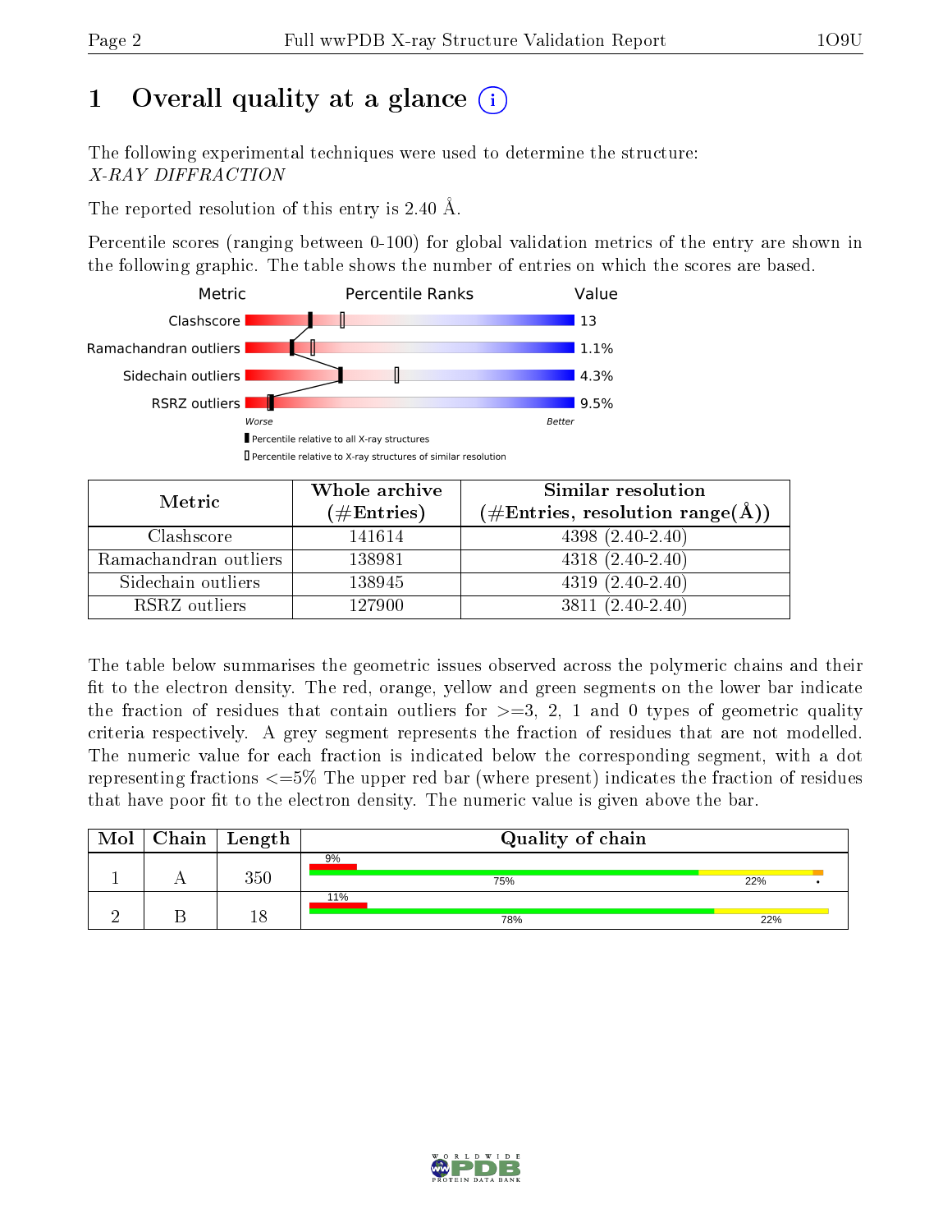# 1 Overall quality at a glance

The following experimental techniques were used to determine the structure:
*X-RAY DIFFRACTION*

The reported resolution of this entry is 2.40 Å.

Percentile scores (ranging between 0-100) for global validation metrics of the entry are shown in the following graphic. The table shows the number of entries on which the scores are based.

| Metric | Value |
|---|---|
| Clashscore | 13 |
| Ramachandran outliers | 1.1% |
| Sidechain outliers | 4.3% |
| RSRZ outliers | 9.5% |

Worse — Better

▮ Percentile relative to all X-ray structures
▯ Percentile relative to X-ray structures of similar resolution

| Metric | Whole archive (#Entries) | Similar resolution (#Entries, resolution range(Å)) |
|---|---|---|
| Clashscore | 141614 | 4398 (2.40-2.40) |
| Ramachandran outliers | 138981 | 4318 (2.40-2.40) |
| Sidechain outliers | 138945 | 4319 (2.40-2.40) |
| RSRZ outliers | 127900 | 3811 (2.40-2.40) |

The table below summarises the geometric issues observed across the polymeric chains and their fit to the electron density. The red, orange, yellow and green segments on the lower bar indicate the fraction of residues that contain outliers for >=3, 2, 1 and 0 types of geometric quality criteria respectively. A grey segment represents the fraction of residues that are not modelled. The numeric value for each fraction is indicated below the corresponding segment, with a dot representing fractions <=5% The upper red bar (where present) indicates the fraction of residues that have poor fit to the electron density. The numeric value is given above the bar.

| Mol | Chain | Length | Quality of chain |
|---|---|---|---|
| 1 | A | 350 | 9% / 75% / 22% / • |
| 2 | B | 18 | 11% / 78% / 22% |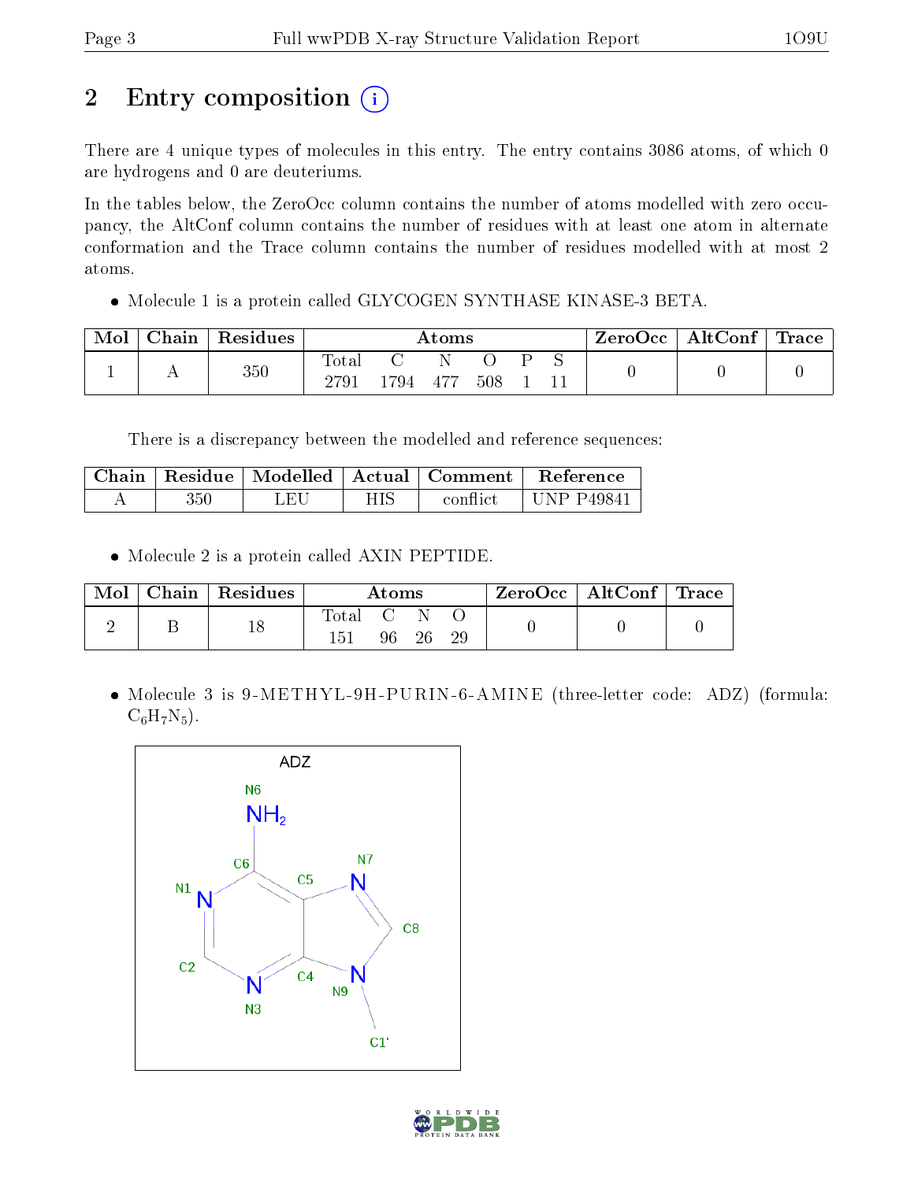# 2 Entry composition

There are 4 unique types of molecules in this entry. The entry contains 3086 atoms, of which 0 are hydrogens and 0 are deuteriums.

In the tables below, the ZeroOcc column contains the number of atoms modelled with zero occupancy, the AltConf column contains the number of residues with at least one atom in alternate conformation and the Trace column contains the number of residues modelled with at most 2 atoms.

- Molecule 1 is a protein called GLYCOGEN SYNTHASE KINASE-3 BETA.

| Mol | Chain | Residues | Atoms | | | | | | ZeroOcc | AltConf | Trace |
|---|---|---|---|---|---|---|---|---|---|---|---|
| | | | Total | C | N | O | P | S | | | |
| 1 | A | 350 | 2791 | 1794 | 477 | 508 | 1 | 11 | 0 | 0 | 0 |

There is a discrepancy between the modelled and reference sequences:

| Chain | Residue | Modelled | Actual | Comment | Reference |
|---|---|---|---|---|---|
| A | 350 | LEU | HIS | conflict | UNP P49841 |

- Molecule 2 is a protein called AXIN PEPTIDE.

| Mol | Chain | Residues | Atoms | | | | ZeroOcc | AltConf | Trace |
|---|---|---|---|---|---|---|---|---|---|
| | | | Total | C | N | O | | | |
| 2 | B | 18 | 151 | 96 | 26 | 29 | 0 | 0 | 0 |

- Molecule 3 is 9-METHYL-9H-PURIN-6-AMINE (three-letter code: ADZ) (formula: $C_6H_7N_5$).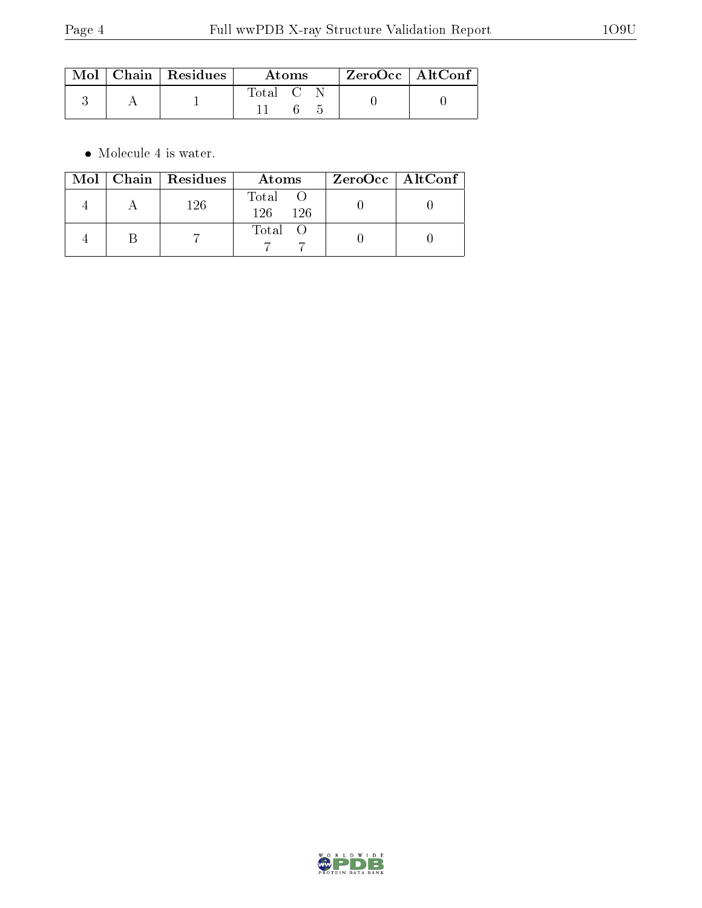| Mol | Chain | Residues | Atoms | ZeroOcc | AltConf |
|---|---|---|---|---|---|
| 3 | A | 1 | Total C N<br>11 6 5 | 0 | 0 |

- Molecule 4 is water.

| Mol | Chain | Residues | Atoms | ZeroOcc | AltConf |
|---|---|---|---|---|---|
| 4 | A | 126 | Total O<br>126 126 | 0 | 0 |
| 4 | B | 7 | Total O<br>7 7 | 0 | 0 |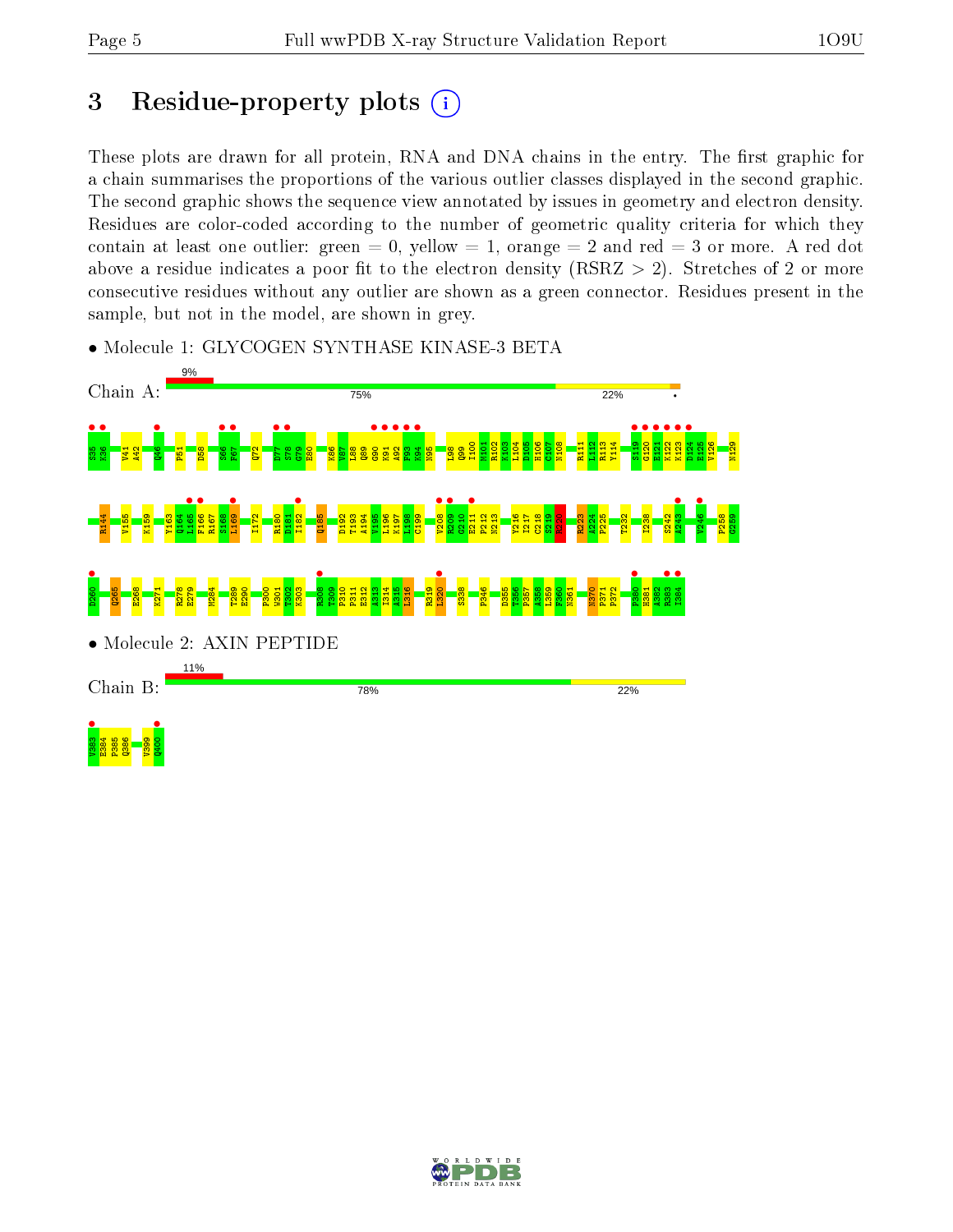# 3 Residue-property plots

These plots are drawn for all protein, RNA and DNA chains in the entry. The first graphic for a chain summarises the proportions of the various outlier classes displayed in the second graphic. The second graphic shows the sequence view annotated by issues in geometry and electron density. Residues are color-coded according to the number of geometric quality criteria for which they contain at least one outlier: green = 0, yellow = 1, orange = 2 and red = 3 or more. A red dot above a residue indicates a poor fit to the electron density (RSRZ > 2). Stretches of 2 or more consecutive residues without any outlier are shown as a green connector. Residues present in the sample, but not in the model, are shown in grey.

- Molecule 1: GLYCOGEN SYNTHASE KINASE-3 BETA

Chain A: 9% | 75% | 22% | •

S35 K36 V41 A42 Q46 P51 D58 S66 F67 Q72 D77 S78 Q79 E80 K86 V87 L88 Q89 G90 K91 A92 F93 K94 N95 L98 Q99 I100 M101 R102 K103 L104 D105 H106 C107 N108 R111 L112 R113 Y114 S119 G120 E121 K122 K123 D124 E125 V126 N129 R144 V155 K159 Y163 Q164 L165 F166 R167 S168 L169 I172 R180 D181 I182 Q185 D192 T193 A194 V195 L196 K197 L198 C199 V208 R209 G210 E211 P212 N213 V216 I217 C218 S219 R220 R223 A224 P225 T232 I238 S242 A243 V246 P258 G259 D260 Q265 E268 K271 R278 E279 M284 T289 E290 P300 W301 T302 K303 R308 T309 P310 P311 E312 A313 I314 A315 L316 R319 L320 S338 P346 D355 T356 P357 A358 L359 F360 N361 N370 P371 P372 F380 R381 K382 R383 I384

- Molecule 2: AXIN PEPTIDE

Chain B: 11% | 78% | 22%

V383 E384 P385 Q386 V399 Q400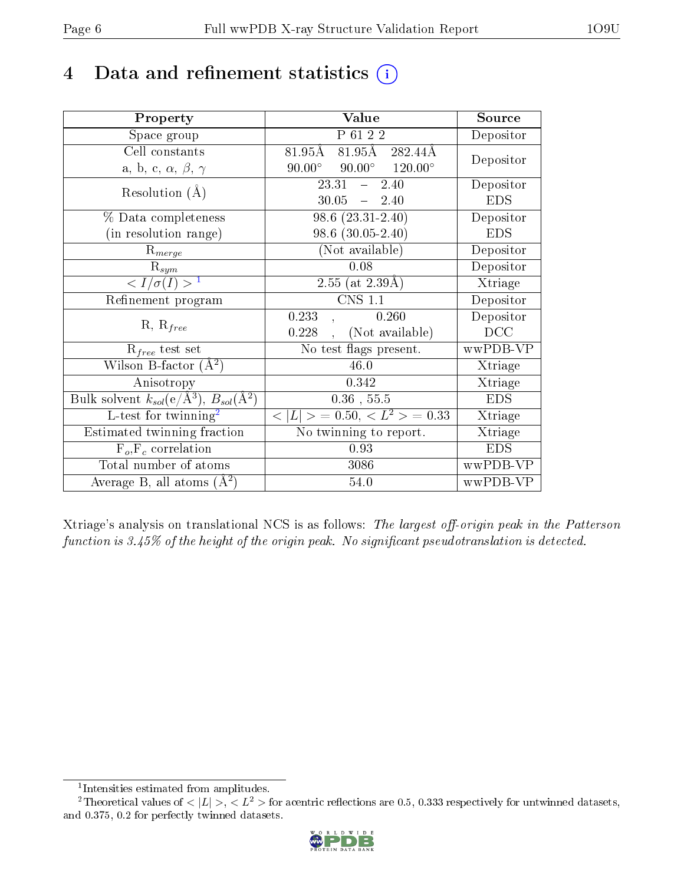# 4 Data and refinement statistics

| Property | Value | Source |
|---|---|---|
| Space group | P 61 2 2 | Depositor |
| Cell constants<br>a, b, c, $\alpha$, $\beta$, $\gamma$ | 81.95Å 81.95Å 282.44Å<br>90.00° 90.00° 120.00° | Depositor |
| Resolution (Å) | 23.31 – 2.40<br>30.05 – 2.40 | Depositor<br>EDS |
| % Data completeness<br>(in resolution range) | 98.6 (23.31-2.40)<br>98.6 (30.05-2.40) | Depositor<br>EDS |
| $R_{merge}$ | (Not available) | Depositor |
| $R_{sym}$ | 0.08 | Depositor |
| $< I/\sigma(I) >$ [1] | 2.55 (at 2.39Å) | Xtriage |
| Refinement program | CNS 1.1 | Depositor |
| R, $R_{free}$ | 0.233 , 0.260<br>0.228 , (Not available) | Depositor<br>DCC |
| $R_{free}$ test set | No test flags present. | wwPDB-VP |
| Wilson B-factor (Å$^2$) | 46.0 | Xtriage |
| Anisotropy | 0.342 | Xtriage |
| Bulk solvent $k_{sol}$(e/Å$^3$), $B_{sol}$(Å$^2$) | 0.36 , 55.5 | EDS |
| L-test for twinning[2] | $< \|L\| >$ = 0.50, $< L^2 >$ = 0.33 | Xtriage |
| Estimated twinning fraction | No twinning to report. | Xtriage |
| $F_o$,$F_c$ correlation | 0.93 | EDS |
| Total number of atoms | 3086 | wwPDB-VP |
| Average B, all atoms (Å$^2$) | 54.0 | wwPDB-VP |

Xtriage's analysis on translational NCS is as follows: *The largest off-origin peak in the Patterson function is 3.45% of the height of the origin peak. No significant pseudotranslation is detected.*

[1] Intensities estimated from amplitudes.

[2] Theoretical values of $< |L| >$, $< L^2 >$ for acentric reflections are 0.5, 0.333 respectively for untwinned datasets, and 0.375, 0.2 for perfectly twinned datasets.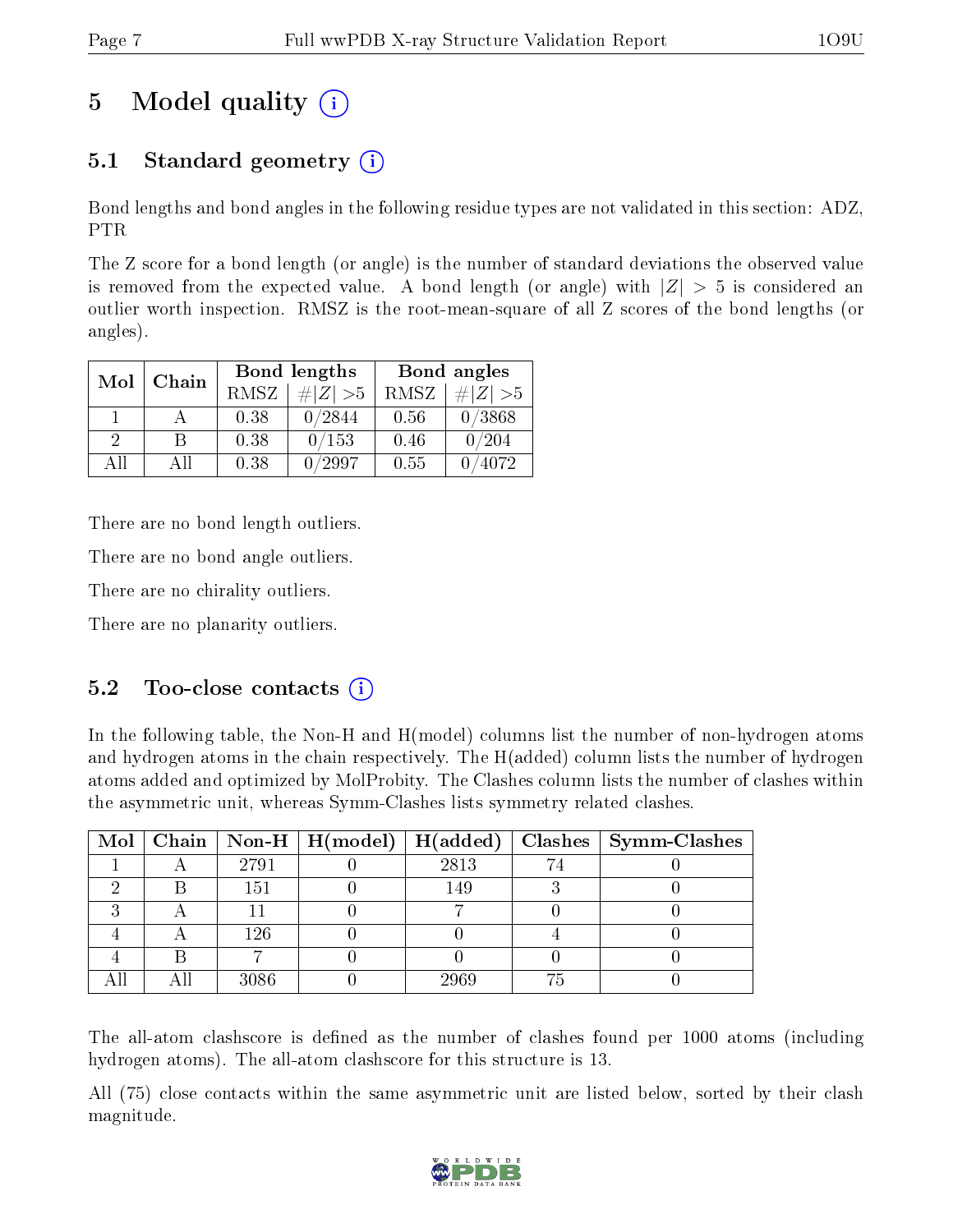# 5 Model quality

## 5.1 Standard geometry

Bond lengths and bond angles in the following residue types are not validated in this section: ADZ, PTR

The Z score for a bond length (or angle) is the number of standard deviations the observed value is removed from the expected value. A bond length (or angle) with $|Z| > 5$ is considered an outlier worth inspection. RMSZ is the root-mean-square of all Z scores of the bond lengths (or angles).

| Mol | Chain | Bond lengths | | Bond angles | |
|---|---|---|---|---|---|
| | | RMSZ | $\#\|Z\| > 5$ | RMSZ | $\#\|Z\| > 5$ |
| 1 | A | 0.38 | 0/2844 | 0.56 | 0/3868 |
| 2 | B | 0.38 | 0/153 | 0.46 | 0/204 |
| All | All | 0.38 | 0/2997 | 0.55 | 0/4072 |

There are no bond length outliers.

There are no bond angle outliers.

There are no chirality outliers.

There are no planarity outliers.

## 5.2 Too-close contacts

In the following table, the Non-H and H(model) columns list the number of non-hydrogen atoms and hydrogen atoms in the chain respectively. The H(added) column lists the number of hydrogen atoms added and optimized by MolProbity. The Clashes column lists the number of clashes within the asymmetric unit, whereas Symm-Clashes lists symmetry related clashes.

| Mol | Chain | Non-H | H(model) | H(added) | Clashes | Symm-Clashes |
|---|---|---|---|---|---|---|
| 1 | A | 2791 | 0 | 2813 | 74 | 0 |
| 2 | B | 151 | 0 | 149 | 3 | 0 |
| 3 | A | 11 | 0 | 7 | 0 | 0 |
| 4 | A | 126 | 0 | 0 | 4 | 0 |
| 4 | B | 7 | 0 | 0 | 0 | 0 |
| All | All | 3086 | 0 | 2969 | 75 | 0 |

The all-atom clashscore is defined as the number of clashes found per 1000 atoms (including hydrogen atoms). The all-atom clashscore for this structure is 13.

All (75) close contacts within the same asymmetric unit are listed below, sorted by their clash magnitude.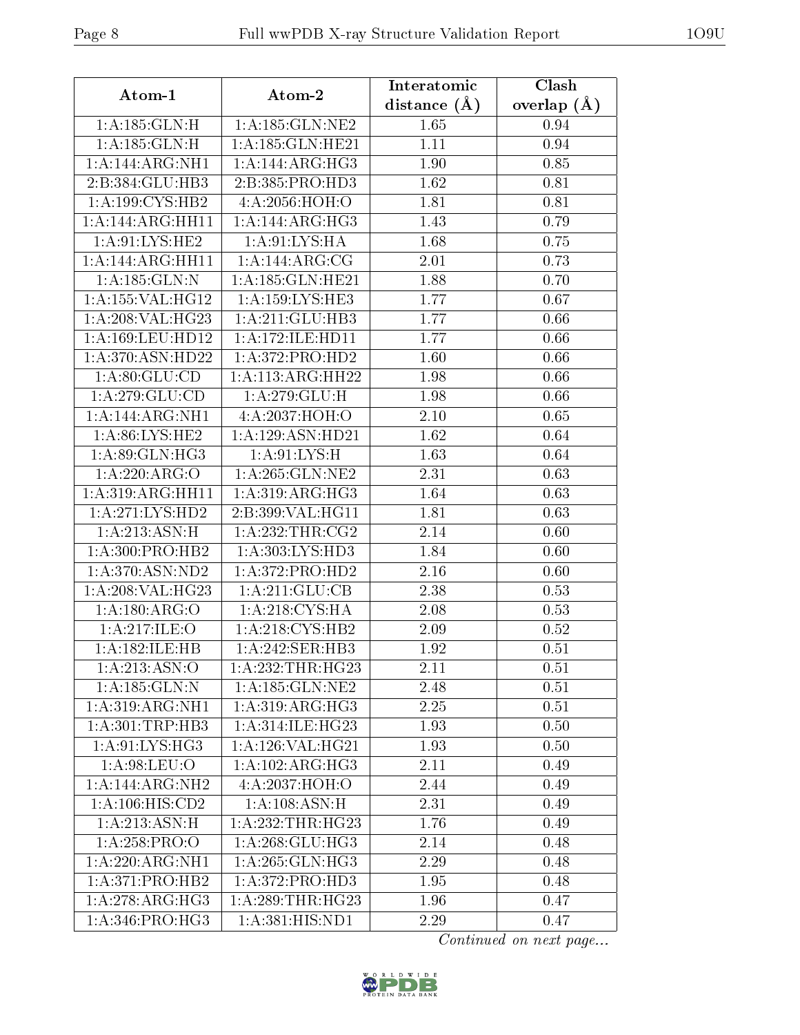| Atom-1 | Atom-2 | Interatomic distance (Å) | Clash overlap (Å) |
|---|---|---|---|
| 1:A:185:GLN:H | 1:A:185:GLN:NE2 | 1.65 | 0.94 |
| 1:A:185:GLN:H | 1:A:185:GLN:HE21 | 1.11 | 0.94 |
| 1:A:144:ARG:NH1 | 1:A:144:ARG:HG3 | 1.90 | 0.85 |
| 2:B:384:GLU:HB3 | 2:B:385:PRO:HD3 | 1.62 | 0.81 |
| 1:A:199:CYS:HB2 | 4:A:2056:HOH:O | 1.81 | 0.81 |
| 1:A:144:ARG:HH11 | 1:A:144:ARG:HG3 | 1.43 | 0.79 |
| 1:A:91:LYS:HE2 | 1:A:91:LYS:HA | 1.68 | 0.75 |
| 1:A:144:ARG:HH11 | 1:A:144:ARG:CG | 2.01 | 0.73 |
| 1:A:185:GLN:N | 1:A:185:GLN:HE21 | 1.88 | 0.70 |
| 1:A:155:VAL:HG12 | 1:A:159:LYS:HE3 | 1.77 | 0.67 |
| 1:A:208:VAL:HG23 | 1:A:211:GLU:HB3 | 1.77 | 0.66 |
| 1:A:169:LEU:HD12 | 1:A:172:ILE:HD11 | 1.77 | 0.66 |
| 1:A:370:ASN:HD22 | 1:A:372:PRO:HD2 | 1.60 | 0.66 |
| 1:A:80:GLU:CD | 1:A:113:ARG:HH22 | 1.98 | 0.66 |
| 1:A:279:GLU:CD | 1:A:279:GLU:H | 1.98 | 0.66 |
| 1:A:144:ARG:NH1 | 4:A:2037:HOH:O | 2.10 | 0.65 |
| 1:A:86:LYS:HE2 | 1:A:129:ASN:HD21 | 1.62 | 0.64 |
| 1:A:89:GLN:HG3 | 1:A:91:LYS:H | 1.63 | 0.64 |
| 1:A:220:ARG:O | 1:A:265:GLN:NE2 | 2.31 | 0.63 |
| 1:A:319:ARG:HH11 | 1:A:319:ARG:HG3 | 1.64 | 0.63 |
| 1:A:271:LYS:HD2 | 2:B:399:VAL:HG11 | 1.81 | 0.63 |
| 1:A:213:ASN:H | 1:A:232:THR:CG2 | 2.14 | 0.60 |
| 1:A:300:PRO:HB2 | 1:A:303:LYS:HD3 | 1.84 | 0.60 |
| 1:A:370:ASN:ND2 | 1:A:372:PRO:HD2 | 2.16 | 0.60 |
| 1:A:208:VAL:HG23 | 1:A:211:GLU:CB | 2.38 | 0.53 |
| 1:A:180:ARG:O | 1:A:218:CYS:HA | 2.08 | 0.53 |
| 1:A:217:ILE:O | 1:A:218:CYS:HB2 | 2.09 | 0.52 |
| 1:A:182:ILE:HB | 1:A:242:SER:HB3 | 1.92 | 0.51 |
| 1:A:213:ASN:O | 1:A:232:THR:HG23 | 2.11 | 0.51 |
| 1:A:185:GLN:N | 1:A:185:GLN:NE2 | 2.48 | 0.51 |
| 1:A:319:ARG:NH1 | 1:A:319:ARG:HG3 | 2.25 | 0.51 |
| 1:A:301:TRP:HB3 | 1:A:314:ILE:HG23 | 1.93 | 0.50 |
| 1:A:91:LYS:HG3 | 1:A:126:VAL:HG21 | 1.93 | 0.50 |
| 1:A:98:LEU:O | 1:A:102:ARG:HG3 | 2.11 | 0.49 |
| 1:A:144:ARG:NH2 | 4:A:2037:HOH:O | 2.44 | 0.49 |
| 1:A:106:HIS:CD2 | 1:A:108:ASN:H | 2.31 | 0.49 |
| 1:A:213:ASN:H | 1:A:232:THR:HG23 | 1.76 | 0.49 |
| 1:A:258:PRO:O | 1:A:268:GLU:HG3 | 2.14 | 0.48 |
| 1:A:220:ARG:NH1 | 1:A:265:GLN:HG3 | 2.29 | 0.48 |
| 1:A:371:PRO:HB2 | 1:A:372:PRO:HD3 | 1.95 | 0.48 |
| 1:A:278:ARG:HG3 | 1:A:289:THR:HG23 | 1.96 | 0.47 |
| 1:A:346:PRO:HG3 | 1:A:381:HIS:ND1 | 2.29 | 0.47 |

*Continued on next page...*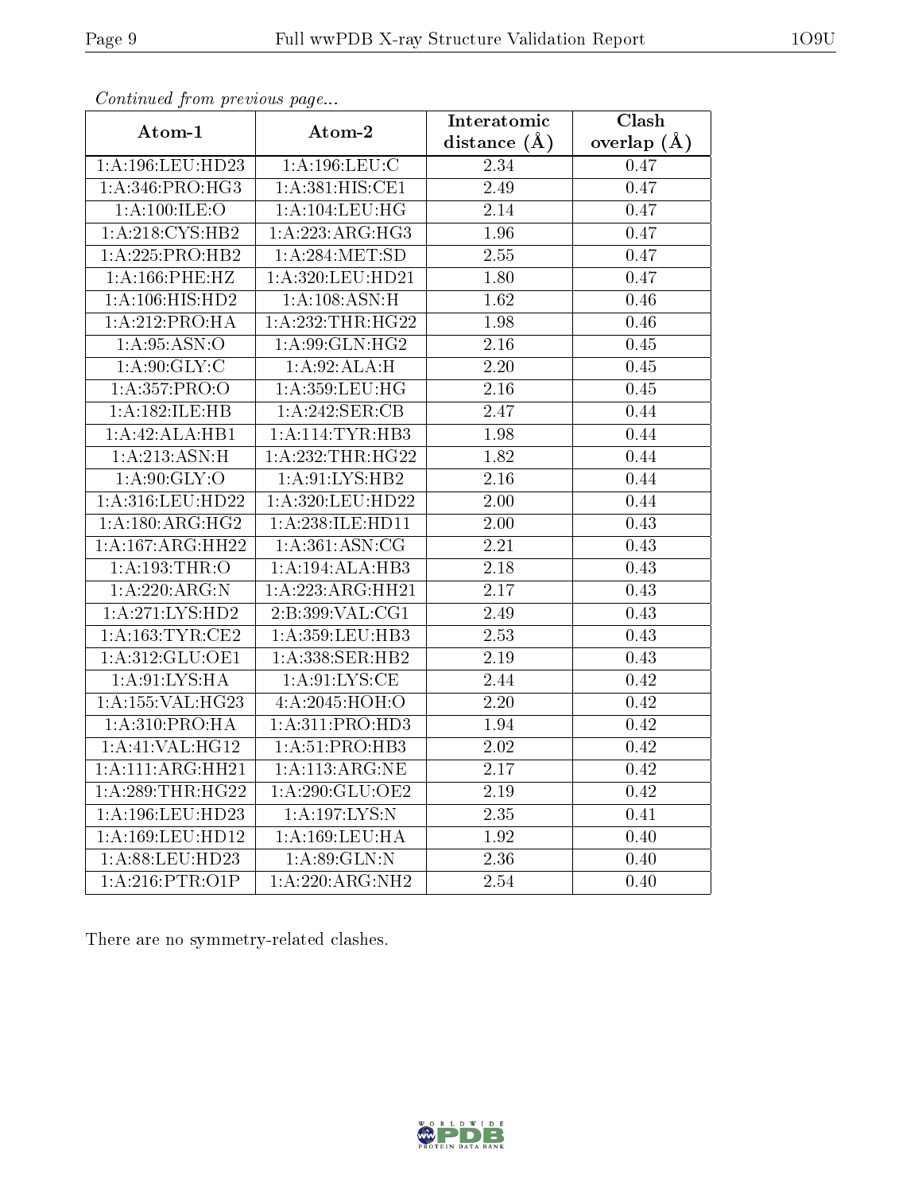*Continued from previous page...*

| Atom-1 | Atom-2 | Interatomic distance (Å) | Clash overlap (Å) |
|---|---|---|---|
| 1:A:196:LEU:HD23 | 1:A:196:LEU:C | 2.34 | 0.47 |
| 1:A:346:PRO:HG3 | 1:A:381:HIS:CE1 | 2.49 | 0.47 |
| 1:A:100:ILE:O | 1:A:104:LEU:HG | 2.14 | 0.47 |
| 1:A:218:CYS:HB2 | 1:A:223:ARG:HG3 | 1.96 | 0.47 |
| 1:A:225:PRO:HB2 | 1:A:284:MET:SD | 2.55 | 0.47 |
| 1:A:166:PHE:HZ | 1:A:320:LEU:HD21 | 1.80 | 0.47 |
| 1:A:106:HIS:HD2 | 1:A:108:ASN:H | 1.62 | 0.46 |
| 1:A:212:PRO:HA | 1:A:232:THR:HG22 | 1.98 | 0.46 |
| 1:A:95:ASN:O | 1:A:99:GLN:HG2 | 2.16 | 0.45 |
| 1:A:90:GLY:C | 1:A:92:ALA:H | 2.20 | 0.45 |
| 1:A:357:PRO:O | 1:A:359:LEU:HG | 2.16 | 0.45 |
| 1:A:182:ILE:HB | 1:A:242:SER:CB | 2.47 | 0.44 |
| 1:A:42:ALA:HB1 | 1:A:114:TYR:HB3 | 1.98 | 0.44 |
| 1:A:213:ASN:H | 1:A:232:THR:HG22 | 1.82 | 0.44 |
| 1:A:90:GLY:O | 1:A:91:LYS:HB2 | 2.16 | 0.44 |
| 1:A:316:LEU:HD22 | 1:A:320:LEU:HD22 | 2.00 | 0.44 |
| 1:A:180:ARG:HG2 | 1:A:238:ILE:HD11 | 2.00 | 0.43 |
| 1:A:167:ARG:HH22 | 1:A:361:ASN:CG | 2.21 | 0.43 |
| 1:A:193:THR:O | 1:A:194:ALA:HB3 | 2.18 | 0.43 |
| 1:A:220:ARG:N | 1:A:223:ARG:HH21 | 2.17 | 0.43 |
| 1:A:271:LYS:HD2 | 2:B:399:VAL:CG1 | 2.49 | 0.43 |
| 1:A:163:TYR:CE2 | 1:A:359:LEU:HB3 | 2.53 | 0.43 |
| 1:A:312:GLU:OE1 | 1:A:338:SER:HB2 | 2.19 | 0.43 |
| 1:A:91:LYS:HA | 1:A:91:LYS:CE | 2.44 | 0.42 |
| 1:A:155:VAL:HG23 | 4:A:2045:HOH:O | 2.20 | 0.42 |
| 1:A:310:PRO:HA | 1:A:311:PRO:HD3 | 1.94 | 0.42 |
| 1:A:41:VAL:HG12 | 1:A:51:PRO:HB3 | 2.02 | 0.42 |
| 1:A:111:ARG:HH21 | 1:A:113:ARG:NE | 2.17 | 0.42 |
| 1:A:289:THR:HG22 | 1:A:290:GLU:OE2 | 2.19 | 0.42 |
| 1:A:196:LEU:HD23 | 1:A:197:LYS:N | 2.35 | 0.41 |
| 1:A:169:LEU:HD12 | 1:A:169:LEU:HA | 1.92 | 0.40 |
| 1:A:88:LEU:HD23 | 1:A:89:GLN:N | 2.36 | 0.40 |
| 1:A:216:PTR:O1P | 1:A:220:ARG:NH2 | 2.54 | 0.40 |

There are no symmetry-related clashes.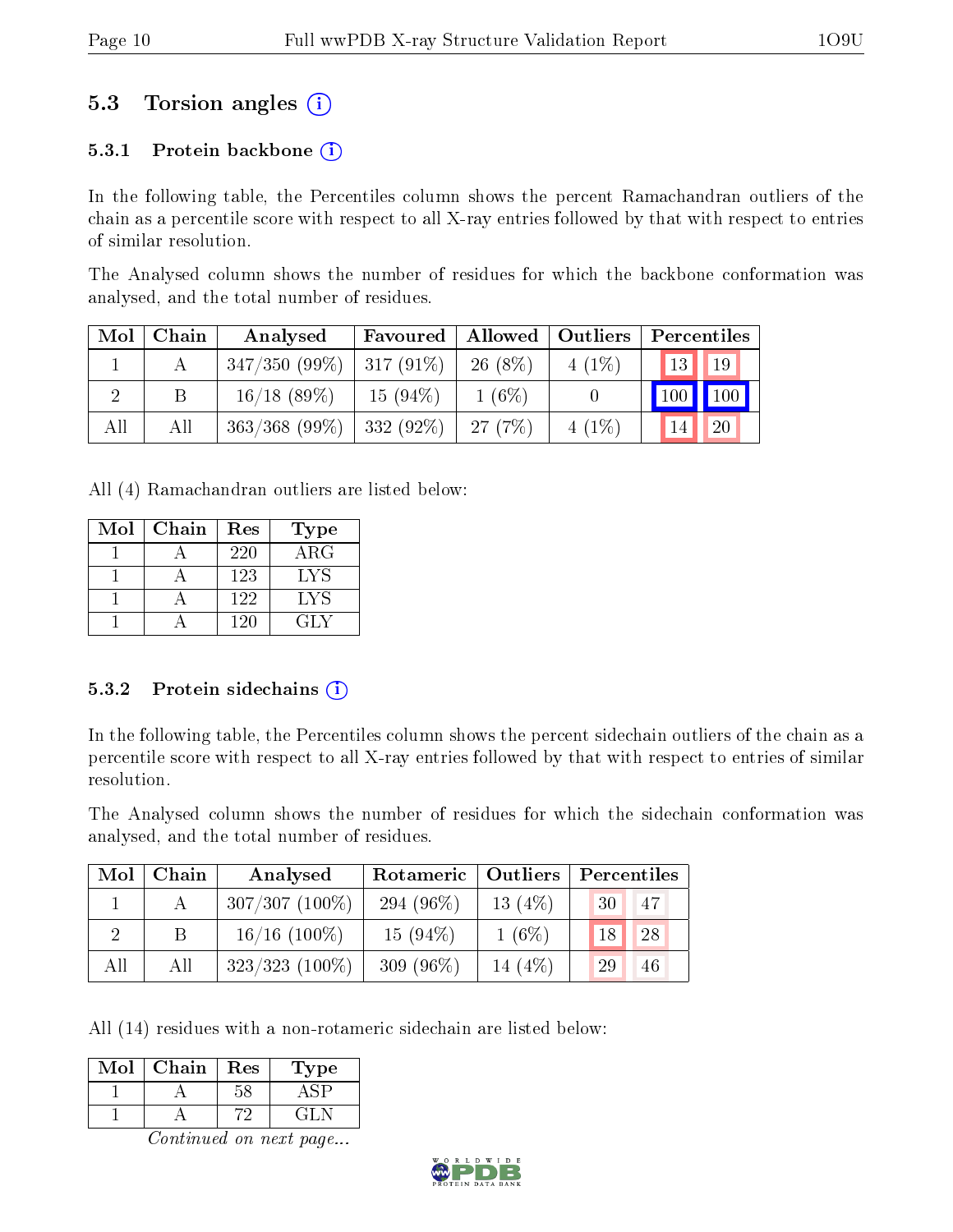## 5.3 Torsion angles (i)

### 5.3.1 Protein backbone (i)

In the following table, the Percentiles column shows the percent Ramachandran outliers of the chain as a percentile score with respect to all X-ray entries followed by that with respect to entries of similar resolution.

The Analysed column shows the number of residues for which the backbone conformation was analysed, and the total number of residues.

| Mol | Chain | Analysed | Favoured | Allowed | Outliers | Percentiles | |
|---|---|---|---|---|---|---|---|
| 1 | A | 347/350 (99%) | 317 (91%) | 26 (8%) | 4 (1%) | 13 | 19 |
| 2 | B | 16/18 (89%) | 15 (94%) | 1 (6%) | 0 | 100 | 100 |
| All | All | 363/368 (99%) | 332 (92%) | 27 (7%) | 4 (1%) | 14 | 20 |

All (4) Ramachandran outliers are listed below:

| Mol | Chain | Res | Type |
|---|---|---|---|
| 1 | A | 220 | ARG |
| 1 | A | 123 | LYS |
| 1 | A | 122 | LYS |
| 1 | A | 120 | GLY |

### 5.3.2 Protein sidechains (i)

In the following table, the Percentiles column shows the percent sidechain outliers of the chain as a percentile score with respect to all X-ray entries followed by that with respect to entries of similar resolution.

The Analysed column shows the number of residues for which the sidechain conformation was analysed, and the total number of residues.

| Mol | Chain | Analysed | Rotameric | Outliers | Percentiles | |
|---|---|---|---|---|---|---|
| 1 | A | 307/307 (100%) | 294 (96%) | 13 (4%) | 30 | 47 |
| 2 | B | 16/16 (100%) | 15 (94%) | 1 (6%) | 18 | 28 |
| All | All | 323/323 (100%) | 309 (96%) | 14 (4%) | 29 | 46 |

All (14) residues with a non-rotameric sidechain are listed below:

| Mol | Chain | Res | Type |
|---|---|---|---|
| 1 | A | 58 | ASP |
| 1 | A | 72 | GLN |

*Continued on next page...*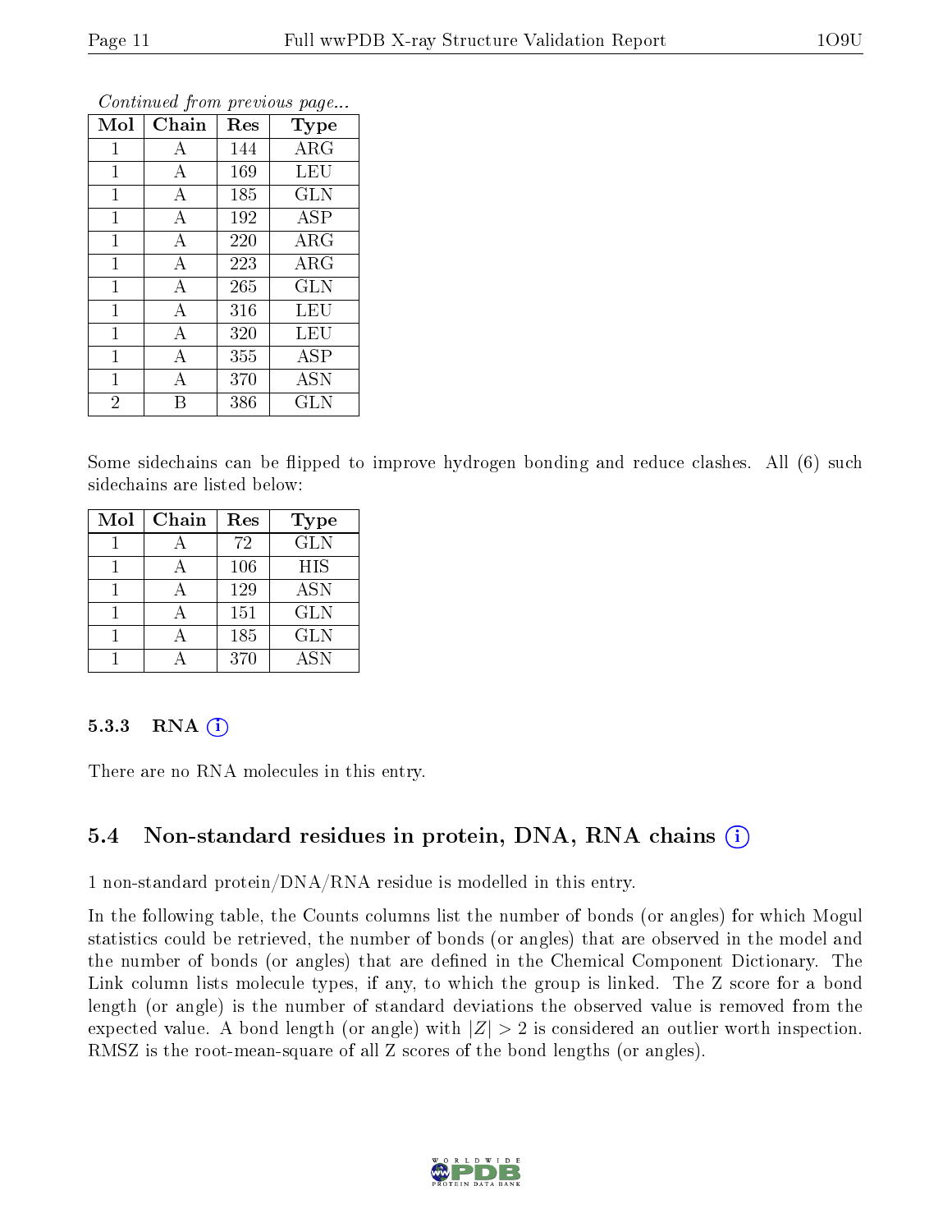*Continued from previous page...*

| Mol | Chain | Res | Type |
|---|---|---|---|
| 1 | A | 144 | ARG |
| 1 | A | 169 | LEU |
| 1 | A | 185 | GLN |
| 1 | A | 192 | ASP |
| 1 | A | 220 | ARG |
| 1 | A | 223 | ARG |
| 1 | A | 265 | GLN |
| 1 | A | 316 | LEU |
| 1 | A | 320 | LEU |
| 1 | A | 355 | ASP |
| 1 | A | 370 | ASN |
| 2 | B | 386 | GLN |

Some sidechains can be flipped to improve hydrogen bonding and reduce clashes. All (6) such sidechains are listed below:

| Mol | Chain | Res | Type |
|---|---|---|---|
| 1 | A | 72 | GLN |
| 1 | A | 106 | HIS |
| 1 | A | 129 | ASN |
| 1 | A | 151 | GLN |
| 1 | A | 185 | GLN |
| 1 | A | 370 | ASN |

#### 5.3.3 RNA

There are no RNA molecules in this entry.

### 5.4 Non-standard residues in protein, DNA, RNA chains

1 non-standard protein/DNA/RNA residue is modelled in this entry.

In the following table, the Counts columns list the number of bonds (or angles) for which Mogul statistics could be retrieved, the number of bonds (or angles) that are observed in the model and the number of bonds (or angles) that are defined in the Chemical Component Dictionary. The Link column lists molecule types, if any, to which the group is linked. The Z score for a bond length (or angle) is the number of standard deviations the observed value is removed from the expected value. A bond length (or angle) with $|Z| > 2$ is considered an outlier worth inspection. RMSZ is the root-mean-square of all Z scores of the bond lengths (or angles).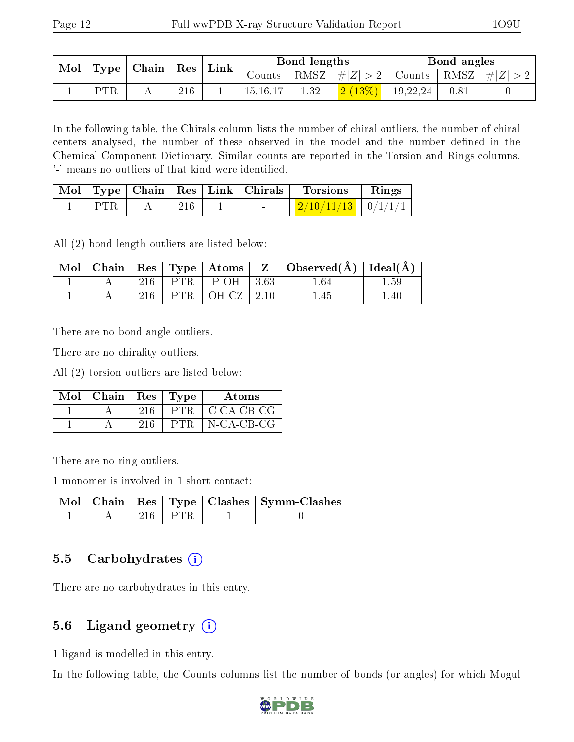| Mol | Type | Chain | Res | Link | Bond lengths | | | Bond angles | | |
|---|---|---|---|---|---|---|---|---|---|---|
| | | | | | Counts | RMSZ | #\|Z\| > 2 | Counts | RMSZ | #\|Z\| > 2 |
| 1 | PTR | A | 216 | 1 | 15,16,17 | 1.32 | 2 (13%) | 19,22,24 | 0.81 | 0 |

In the following table, the Chirals column lists the number of chiral outliers, the number of chiral centers analysed, the number of these observed in the model and the number defined in the Chemical Component Dictionary. Similar counts are reported in the Torsion and Rings columns. '-' means no outliers of that kind were identified.

| Mol | Type | Chain | Res | Link | Chirals | Torsions | Rings |
|---|---|---|---|---|---|---|---|
| 1 | PTR | A | 216 | 1 | - | 2/10/11/13 | 0/1/1/1 |

All (2) bond length outliers are listed below:

| Mol | Chain | Res | Type | Atoms | Z | Observed(Å) | Ideal(Å) |
|---|---|---|---|---|---|---|---|
| 1 | A | 216 | PTR | P-OH | 3.63 | 1.64 | 1.59 |
| 1 | A | 216 | PTR | OH-CZ | 2.10 | 1.45 | 1.40 |

There are no bond angle outliers.

There are no chirality outliers.

All (2) torsion outliers are listed below:

| Mol | Chain | Res | Type | Atoms |
|---|---|---|---|---|
| 1 | A | 216 | PTR | C-CA-CB-CG |
| 1 | A | 216 | PTR | N-CA-CB-CG |

There are no ring outliers.

1 monomer is involved in 1 short contact:

| Mol | Chain | Res | Type | Clashes | Symm-Clashes |
|---|---|---|---|---|---|
| 1 | A | 216 | PTR | 1 | 0 |

### 5.5 Carbohydrates

There are no carbohydrates in this entry.

### 5.6 Ligand geometry

1 ligand is modelled in this entry.

In the following table, the Counts columns list the number of bonds (or angles) for which Mogul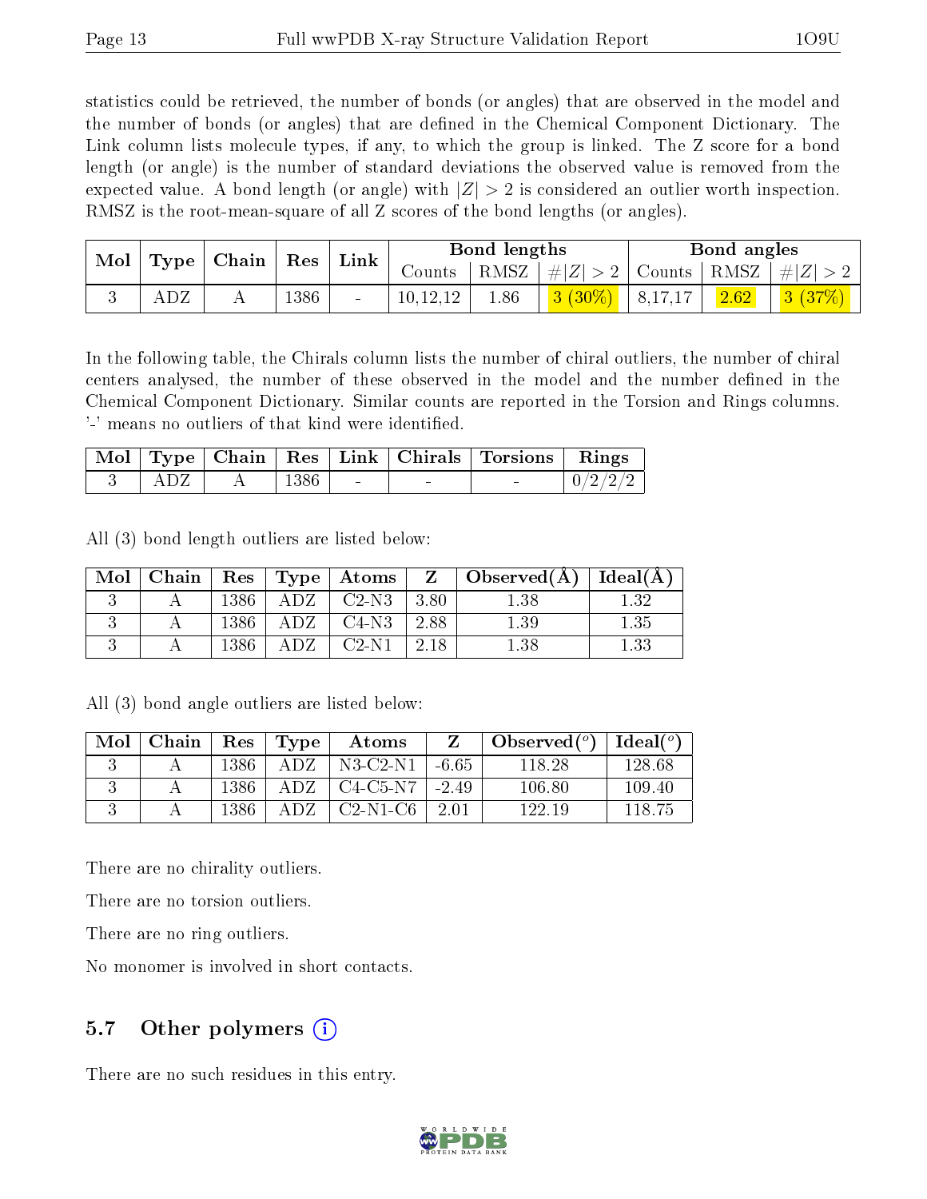statistics could be retrieved, the number of bonds (or angles) that are observed in the model and the number of bonds (or angles) that are defined in the Chemical Component Dictionary. The Link column lists molecule types, if any, to which the group is linked. The Z score for a bond length (or angle) is the number of standard deviations the observed value is removed from the expected value. A bond length (or angle) with $|Z| > 2$ is considered an outlier worth inspection. RMSZ is the root-mean-square of all Z scores of the bond lengths (or angles).

| Mol | Type | Chain | Res | Link | Bond lengths | | | Bond angles | | |
|---|---|---|---|---|---|---|---|---|---|---|
| | | | | | Counts | RMSZ | $\#\|Z\| > 2$ | Counts | RMSZ | $\#\|Z\| > 2$ |
| 3 | ADZ | A | 1386 | - | 10,12,12 | 1.86 | 3 (30%) | 8,17,17 | 2.62 | 3 (37%) |

In the following table, the Chirals column lists the number of chiral outliers, the number of chiral centers analysed, the number of these observed in the model and the number defined in the Chemical Component Dictionary. Similar counts are reported in the Torsion and Rings columns. '-' means no outliers of that kind were identified.

| Mol | Type | Chain | Res | Link | Chirals | Torsions | Rings |
|---|---|---|---|---|---|---|---|
| 3 | ADZ | A | 1386 | - | - | - | 0/2/2/2 |

All (3) bond length outliers are listed below:

| Mol | Chain | Res | Type | Atoms | Z | Observed(Å) | Ideal(Å) |
|---|---|---|---|---|---|---|---|
| 3 | A | 1386 | ADZ | C2-N3 | 3.80 | 1.38 | 1.32 |
| 3 | A | 1386 | ADZ | C4-N3 | 2.88 | 1.39 | 1.35 |
| 3 | A | 1386 | ADZ | C2-N1 | 2.18 | 1.38 | 1.33 |

All (3) bond angle outliers are listed below:

| Mol | Chain | Res | Type | Atoms | Z | Observed($^o$) | Ideal($^o$) |
|---|---|---|---|---|---|---|---|
| 3 | A | 1386 | ADZ | N3-C2-N1 | -6.65 | 118.28 | 128.68 |
| 3 | A | 1386 | ADZ | C4-C5-N7 | -2.49 | 106.80 | 109.40 |
| 3 | A | 1386 | ADZ | C2-N1-C6 | 2.01 | 122.19 | 118.75 |

There are no chirality outliers.

There are no torsion outliers.

There are no ring outliers.

No monomer is involved in short contacts.

## 5.7 Other polymers

There are no such residues in this entry.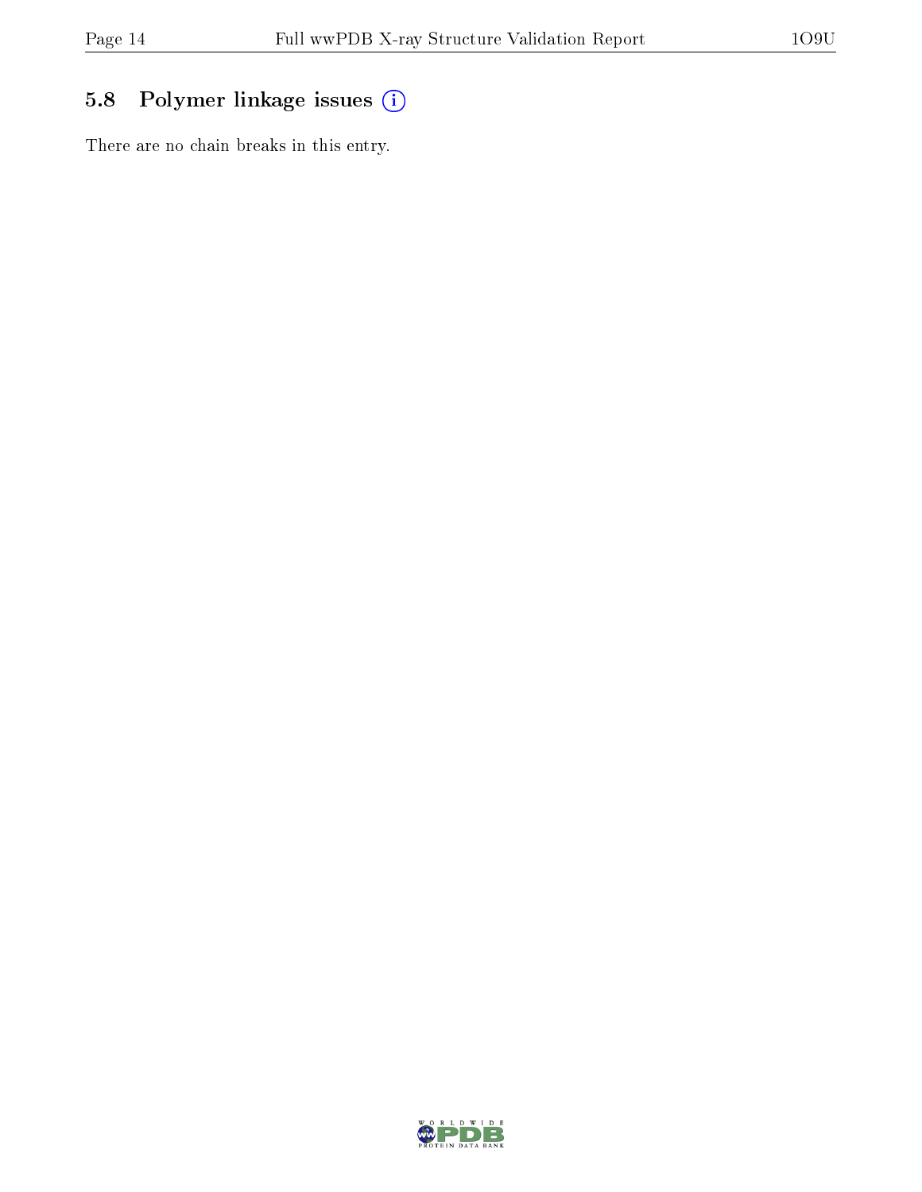## 5.8 Polymer linkage issues

There are no chain breaks in this entry.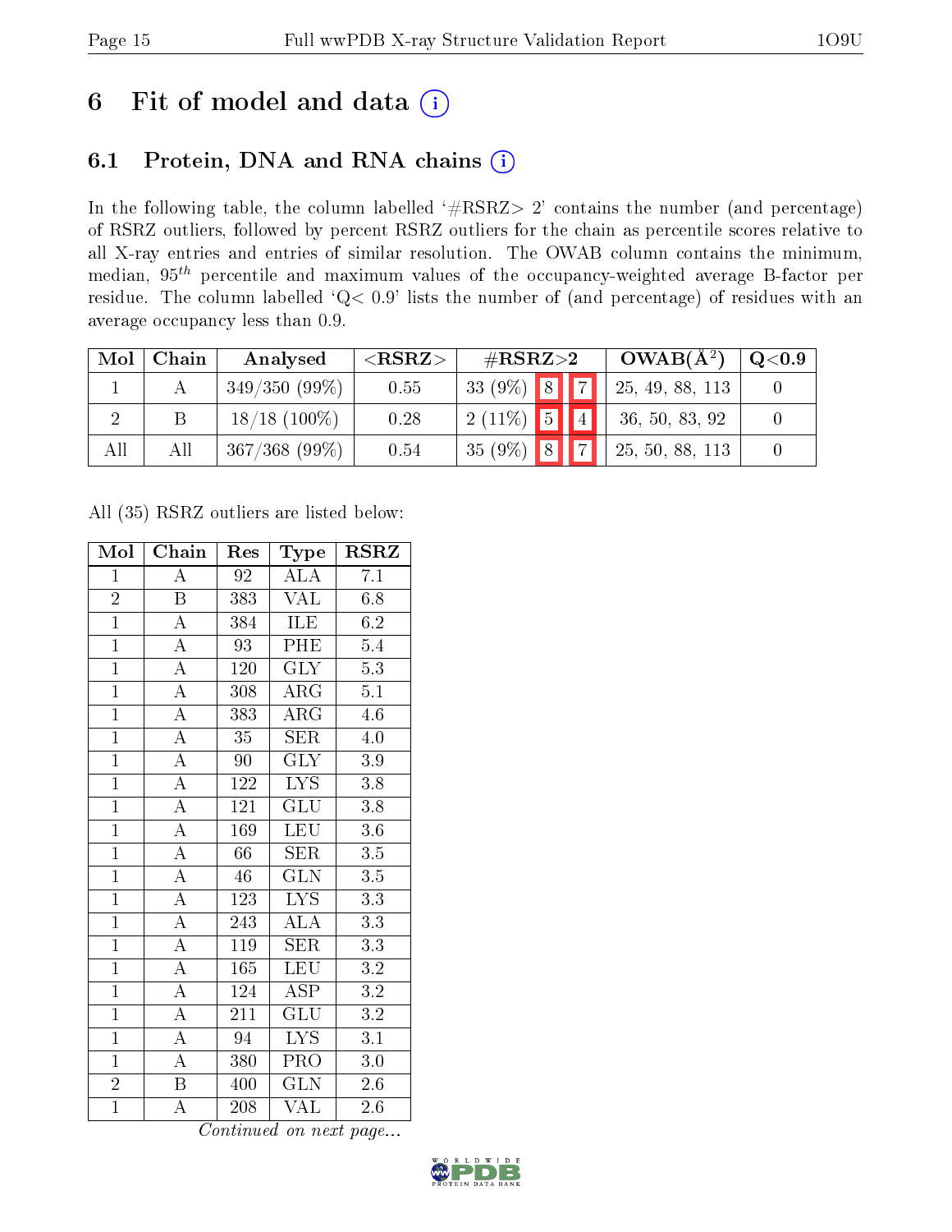## 6 Fit of model and data (i)

### 6.1 Protein, DNA and RNA chains (i)

In the following table, the column labelled '#RSRZ> 2' contains the number (and percentage) of RSRZ outliers, followed by percent RSRZ outliers for the chain as percentile scores relative to all X-ray entries and entries of similar resolution. The OWAB column contains the minimum, median, $95^{th}$ percentile and maximum values of the occupancy-weighted average B-factor per residue. The column labelled 'Q< 0.9' lists the number of (and percentage) of residues with an average occupancy less than 0.9.

| Mol | Chain | Analysed | <RSRZ> | #RSRZ>2 | | | OWAB(Å$^2$) | Q<0.9 |
|---|---|---|---|---|---|---|---|---|
| 1 | A | 349/350 (99%) | 0.55 | 33 (9%) | 8 | 7 | 25, 49, 88, 113 | 0 |
| 2 | B | 18/18 (100%) | 0.28 | 2 (11%) | 5 | 4 | 36, 50, 83, 92 | 0 |
| All | All | 367/368 (99%) | 0.54 | 35 (9%) | 8 | 7 | 25, 50, 88, 113 | 0 |

All (35) RSRZ outliers are listed below:

| Mol | Chain | Res | Type | RSRZ |
|---|---|---|---|---|
| 1 | A | 92 | ALA | 7.1 |
| 2 | B | 383 | VAL | 6.8 |
| 1 | A | 384 | ILE | 6.2 |
| 1 | A | 93 | PHE | 5.4 |
| 1 | A | 120 | GLY | 5.3 |
| 1 | A | 308 | ARG | 5.1 |
| 1 | A | 383 | ARG | 4.6 |
| 1 | A | 35 | SER | 4.0 |
| 1 | A | 90 | GLY | 3.9 |
| 1 | A | 122 | LYS | 3.8 |
| 1 | A | 121 | GLU | 3.8 |
| 1 | A | 169 | LEU | 3.6 |
| 1 | A | 66 | SER | 3.5 |
| 1 | A | 46 | GLN | 3.5 |
| 1 | A | 123 | LYS | 3.3 |
| 1 | A | 243 | ALA | 3.3 |
| 1 | A | 119 | SER | 3.3 |
| 1 | A | 165 | LEU | 3.2 |
| 1 | A | 124 | ASP | 3.2 |
| 1 | A | 211 | GLU | 3.2 |
| 1 | A | 94 | LYS | 3.1 |
| 1 | A | 380 | PRO | 3.0 |
| 2 | B | 400 | GLN | 2.6 |
| 1 | A | 208 | VAL | 2.6 |

*Continued on next page...*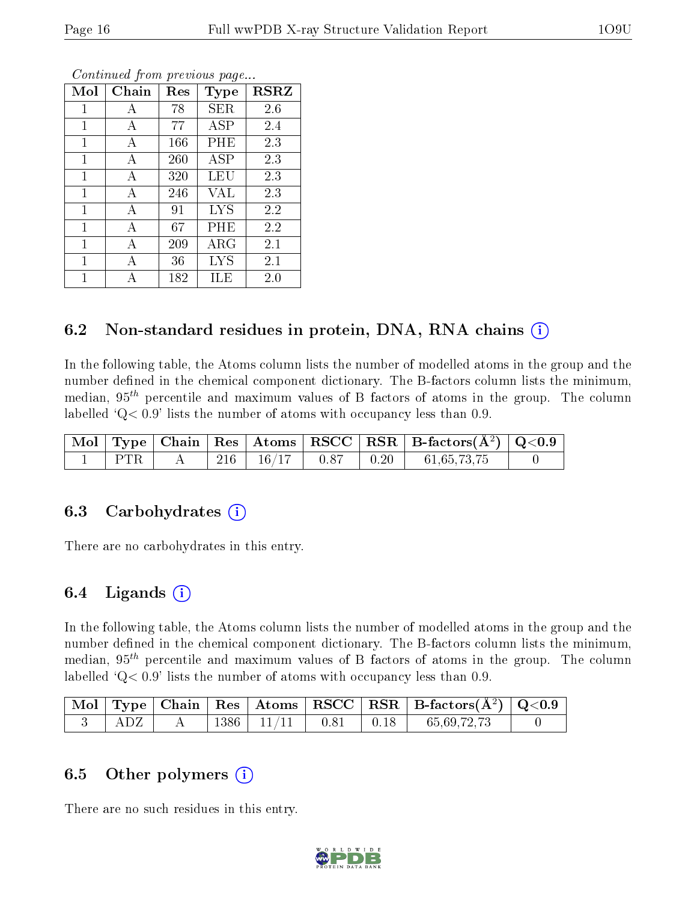*Continued from previous page...*

| Mol | Chain | Res | Type | RSRZ |
|---|---|---|---|---|
| 1 | A | 78 | SER | 2.6 |
| 1 | A | 77 | ASP | 2.4 |
| 1 | A | 166 | PHE | 2.3 |
| 1 | A | 260 | ASP | 2.3 |
| 1 | A | 320 | LEU | 2.3 |
| 1 | A | 246 | VAL | 2.3 |
| 1 | A | 91 | LYS | 2.2 |
| 1 | A | 67 | PHE | 2.2 |
| 1 | A | 209 | ARG | 2.1 |
| 1 | A | 36 | LYS | 2.1 |
| 1 | A | 182 | ILE | 2.0 |

## 6.2 Non-standard residues in protein, DNA, RNA chains (i)

In the following table, the Atoms column lists the number of modelled atoms in the group and the number defined in the chemical component dictionary. The B-factors column lists the minimum, median, $95^{th}$ percentile and maximum values of B factors of atoms in the group. The column labelled 'Q< 0.9' lists the number of atoms with occupancy less than 0.9.

| Mol | Type | Chain | Res | Atoms | RSCC | RSR | B-factors($Å^2$) | Q<0.9 |
|---|---|---|---|---|---|---|---|---|
| 1 | PTR | A | 216 | 16/17 | 0.87 | 0.20 | 61,65,73,75 | 0 |

## 6.3 Carbohydrates (i)

There are no carbohydrates in this entry.

## 6.4 Ligands (i)

In the following table, the Atoms column lists the number of modelled atoms in the group and the number defined in the chemical component dictionary. The B-factors column lists the minimum, median, $95^{th}$ percentile and maximum values of B factors of atoms in the group. The column labelled 'Q< 0.9' lists the number of atoms with occupancy less than 0.9.

| Mol | Type | Chain | Res | Atoms | RSCC | RSR | B-factors($Å^2$) | Q<0.9 |
|---|---|---|---|---|---|---|---|---|
| 3 | ADZ | A | 1386 | 11/11 | 0.81 | 0.18 | 65,69,72,73 | 0 |

## 6.5 Other polymers (i)

There are no such residues in this entry.